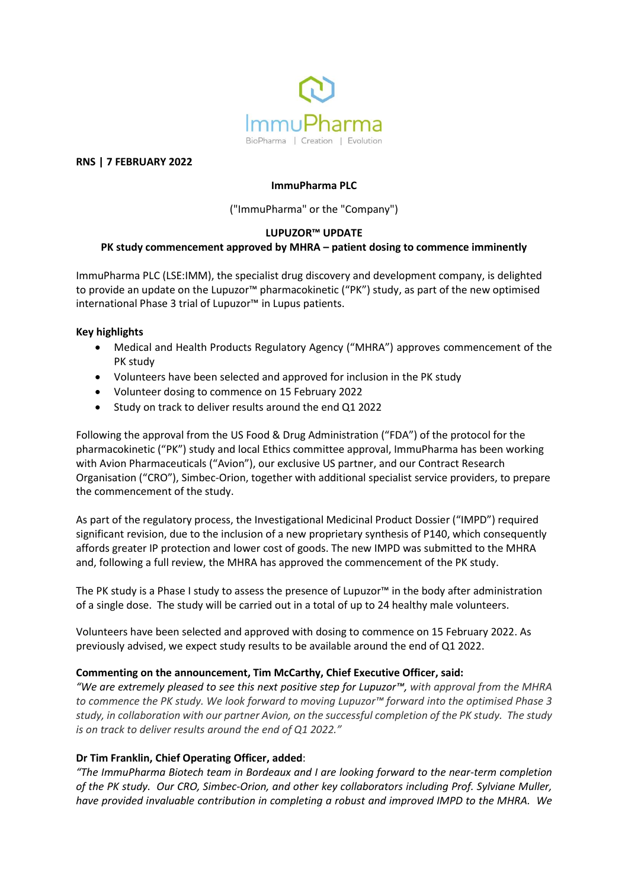**RNS | 7 FEBRUARY 2022**

**ImmuPharma PLC**

("ImmuPharma" or the "Company")

**LUPUZOR™ UPDATE**
**PK study commencement approved by MHRA – patient dosing to commence imminently**

ImmuPharma PLC (LSE:IMM), the specialist drug discovery and development company, is delighted to provide an update on the Lupuzor™ pharmacokinetic ("PK") study, as part of the new optimised international Phase 3 trial of Lupuzor™ in Lupus patients.

**Key highlights**

- Medical and Health Products Regulatory Agency ("MHRA") approves commencement of the PK study
- Volunteers have been selected and approved for inclusion in the PK study
- Volunteer dosing to commence on 15 February 2022
- Study on track to deliver results around the end Q1 2022

Following the approval from the US Food & Drug Administration ("FDA") of the protocol for the pharmacokinetic ("PK") study and local Ethics committee approval, ImmuPharma has been working with Avion Pharmaceuticals ("Avion"), our exclusive US partner, and our Contract Research Organisation ("CRO"), Simbec-Orion, together with additional specialist service providers, to prepare the commencement of the study.

As part of the regulatory process, the Investigational Medicinal Product Dossier ("IMPD") required significant revision, due to the inclusion of a new proprietary synthesis of P140, which consequently affords greater IP protection and lower cost of goods. The new IMPD was submitted to the MHRA and, following a full review, the MHRA has approved the commencement of the PK study.

The PK study is a Phase I study to assess the presence of Lupuzor™ in the body after administration of a single dose. The study will be carried out in a total of up to 24 healthy male volunteers.

Volunteers have been selected and approved with dosing to commence on 15 February 2022. As previously advised, we expect study results to be available around the end of Q1 2022.

**Commenting on the announcement, Tim McCarthy, Chief Executive Officer, said:**
*"We are extremely pleased to see this next positive step for Lupuzor™, with approval from the MHRA to commence the PK study. We look forward to moving Lupuzor™ forward into the optimised Phase 3 study, in collaboration with our partner Avion, on the successful completion of the PK study. The study is on track to deliver results around the end of Q1 2022."*

**Dr Tim Franklin, Chief Operating Officer, added**:
*"The ImmuPharma Biotech team in Bordeaux and I are looking forward to the near-term completion of the PK study. Our CRO, Simbec-Orion, and other key collaborators including Prof. Sylviane Muller, have provided invaluable contribution in completing a robust and improved IMPD to the MHRA. We*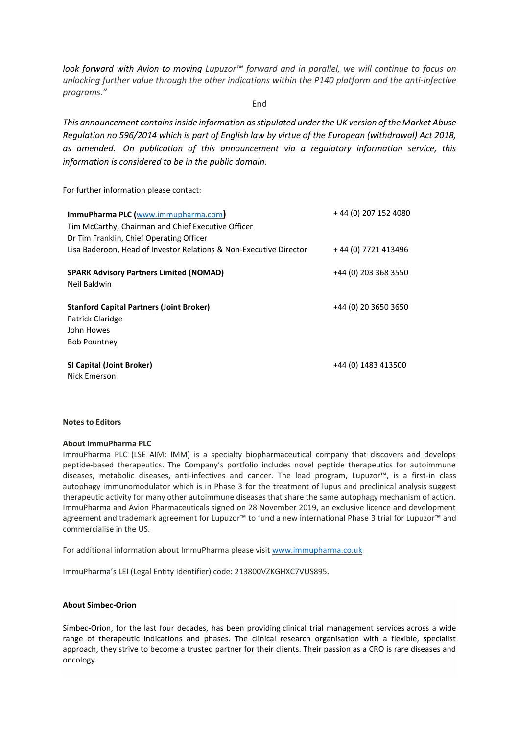*look forward with Avion to moving Lupuzor™ forward and in parallel, we will continue to focus on unlocking further value through the other indications within the P140 platform and the anti-infective programs."*

End

*This announcement contains inside information as stipulated under the UK version of the Market Abuse Regulation no 596/2014 which is part of English law by virtue of the European (withdrawal) Act 2018, as amended. On publication of this announcement via a regulatory information service, this information is considered to be in the public domain.*

For further information please contact:

| | |
|---|---|
| **ImmuPharma PLC (**[www.immupharma.com](http://www.immupharma.com)**)** | + 44 (0) 207 152 4080 |
| Tim McCarthy, Chairman and Chief Executive Officer | |
| Dr Tim Franklin, Chief Operating Officer | |
| Lisa Baderoon, Head of Investor Relations & Non-Executive Director | + 44 (0) 7721 413496 |
| | |
| **SPARK Advisory Partners Limited (NOMAD)** | +44 (0) 203 368 3550 |
| Neil Baldwin | |
| | |
| **Stanford Capital Partners (Joint Broker)** | +44 (0) 20 3650 3650 |
| Patrick Claridge | |
| John Howes | |
| Bob Pountney | |
| | |
| **SI Capital (Joint Broker)** | +44 (0) 1483 413500 |
| Nick Emerson | |

**Notes to Editors**

**About ImmuPharma PLC**

ImmuPharma PLC (LSE AIM: IMM) is a specialty biopharmaceutical company that discovers and develops peptide-based therapeutics. The Company's portfolio includes novel peptide therapeutics for autoimmune diseases, metabolic diseases, anti-infectives and cancer. The lead program, Lupuzor™, is a first-in class autophagy immunomodulator which is in Phase 3 for the treatment of lupus and preclinical analysis suggest therapeutic activity for many other autoimmune diseases that share the same autophagy mechanism of action. ImmuPharma and Avion Pharmaceuticals signed on 28 November 2019, an exclusive licence and development agreement and trademark agreement for Lupuzor™ to fund a new international Phase 3 trial for Lupuzor™ and commercialise in the US.

For additional information about ImmuPharma please visit [www.immupharma.co.uk](http://www.immupharma.co.uk)

ImmuPharma's LEI (Legal Entity Identifier) code: 213800VZKGHXC7VUS895.

**About Simbec-Orion**

Simbec-Orion, for the last four decades, has been providing clinical trial management services across a wide range of therapeutic indications and phases. The clinical research organisation with a flexible, specialist approach, they strive to become a trusted partner for their clients. Their passion as a CRO is rare diseases and oncology.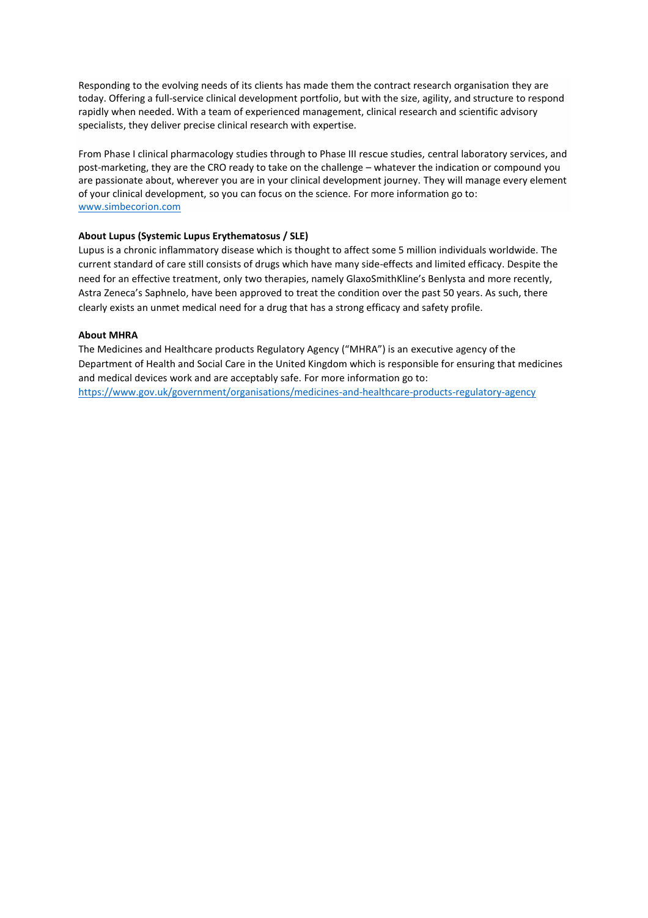Responding to the evolving needs of its clients has made them the contract research organisation they are today. Offering a full-service clinical development portfolio, but with the size, agility, and structure to respond rapidly when needed. With a team of experienced management, clinical research and scientific advisory specialists, they deliver precise clinical research with expertise.

From Phase I clinical pharmacology studies through to Phase III rescue studies, central laboratory services, and post-marketing, they are the CRO ready to take on the challenge – whatever the indication or compound you are passionate about, wherever you are in your clinical development journey. They will manage every element of your clinical development, so you can focus on the science. For more information go to: [www.simbecorion.com](www.simbecorion.com)

**About Lupus (Systemic Lupus Erythematosus / SLE)**

Lupus is a chronic inflammatory disease which is thought to affect some 5 million individuals worldwide. The current standard of care still consists of drugs which have many side-effects and limited efficacy. Despite the need for an effective treatment, only two therapies, namely GlaxoSmithKline's Benlysta and more recently, Astra Zeneca's Saphnelo, have been approved to treat the condition over the past 50 years. As such, there clearly exists an unmet medical need for a drug that has a strong efficacy and safety profile.

**About MHRA**

The Medicines and Healthcare products Regulatory Agency ("MHRA") is an executive agency of the Department of Health and Social Care in the United Kingdom which is responsible for ensuring that medicines and medical devices work and are acceptably safe. For more information go to: [https://www.gov.uk/government/organisations/medicines-and-healthcare-products-regulatory-agency](https://www.gov.uk/government/organisations/medicines-and-healthcare-products-regulatory-agency)